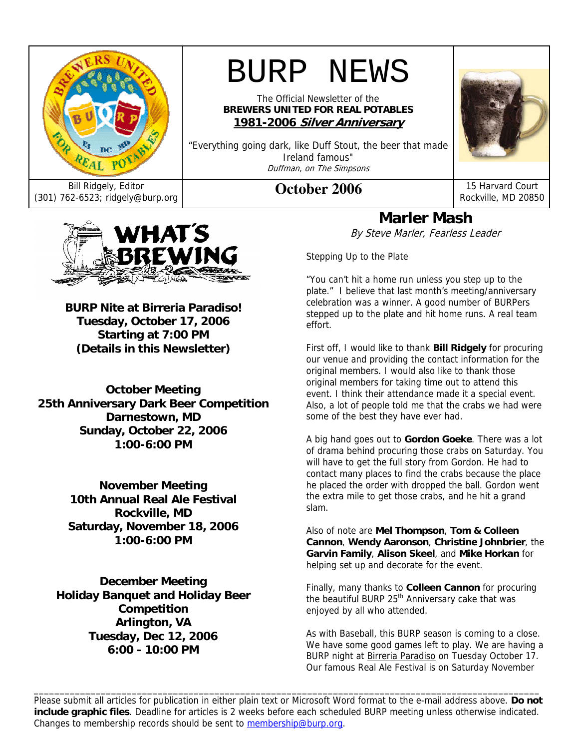# BURP NEWS

The Official Newsletter of the
**BREWERS UNITED FOR REAL POTABLES**
**1981-2006 *Silver Anniversary***

"Everything going dark, like Duff Stout, the beer that made Ireland famous"
*Duffman, on The Simpsons*

Bill Ridgely, Editor
(301) 762-6523; ridgely@burp.org

**October 2006**

15 Harvard Court
Rockville, MD 20850

## WHAT'S BREWING

**BURP Nite at Birreria Paradiso!**
**Tuesday, October 17, 2006**
**Starting at 7:00 PM**
**(Details in this Newsletter)**

**October Meeting**
**25th Anniversary Dark Beer Competition**
**Darnestown, MD**
**Sunday, October 22, 2006**
**1:00-6:00 PM**

**November Meeting**
**10th Annual Real Ale Festival**
**Rockville, MD**
**Saturday, November 18, 2006**
**1:00-6:00 PM**

**December Meeting**
**Holiday Banquet and Holiday Beer Competition**
**Arlington, VA**
**Tuesday, Dec 12, 2006**
**6:00 - 10:00 PM**

## Marler Mash

*By Steve Marler, Fearless Leader*

Stepping Up to the Plate

"You can't hit a home run unless you step up to the plate." I believe that last month's meeting/anniversary celebration was a winner. A good number of BURPers stepped up to the plate and hit home runs. A real team effort.

First off, I would like to thank **Bill Ridgely** for procuring our venue and providing the contact information for the original members. I would also like to thank those original members for taking time out to attend this event. I think their attendance made it a special event. Also, a lot of people told me that the crabs we had were some of the best they have ever had.

A big hand goes out to **Gordon Goeke**. There was a lot of drama behind procuring those crabs on Saturday. You will have to get the full story from Gordon. He had to contact many places to find the crabs because the place he placed the order with dropped the ball. Gordon went the extra mile to get those crabs, and he hit a grand slam.

Also of note are **Mel Thompson**, **Tom & Colleen Cannon**, **Wendy Aaronson**, **Christine Johnbrier**, the **Garvin Family**, **Alison Skeel**, and **Mike Horkan** for helping set up and decorate for the event.

Finally, many thanks to **Colleen Cannon** for procuring the beautiful BURP 25th Anniversary cake that was enjoyed by all who attended.

As with Baseball, this BURP season is coming to a close. We have some good games left to play. We are having a BURP night at Birreria Paradiso on Tuesday October 17. Our famous Real Ale Festival is on Saturday November

---

Please submit all articles for publication in either plain text or Microsoft Word format to the e-mail address above. **Do not include graphic files**. Deadline for articles is 2 weeks before each scheduled BURP meeting unless otherwise indicated. Changes to membership records should be sent to membership@burp.org.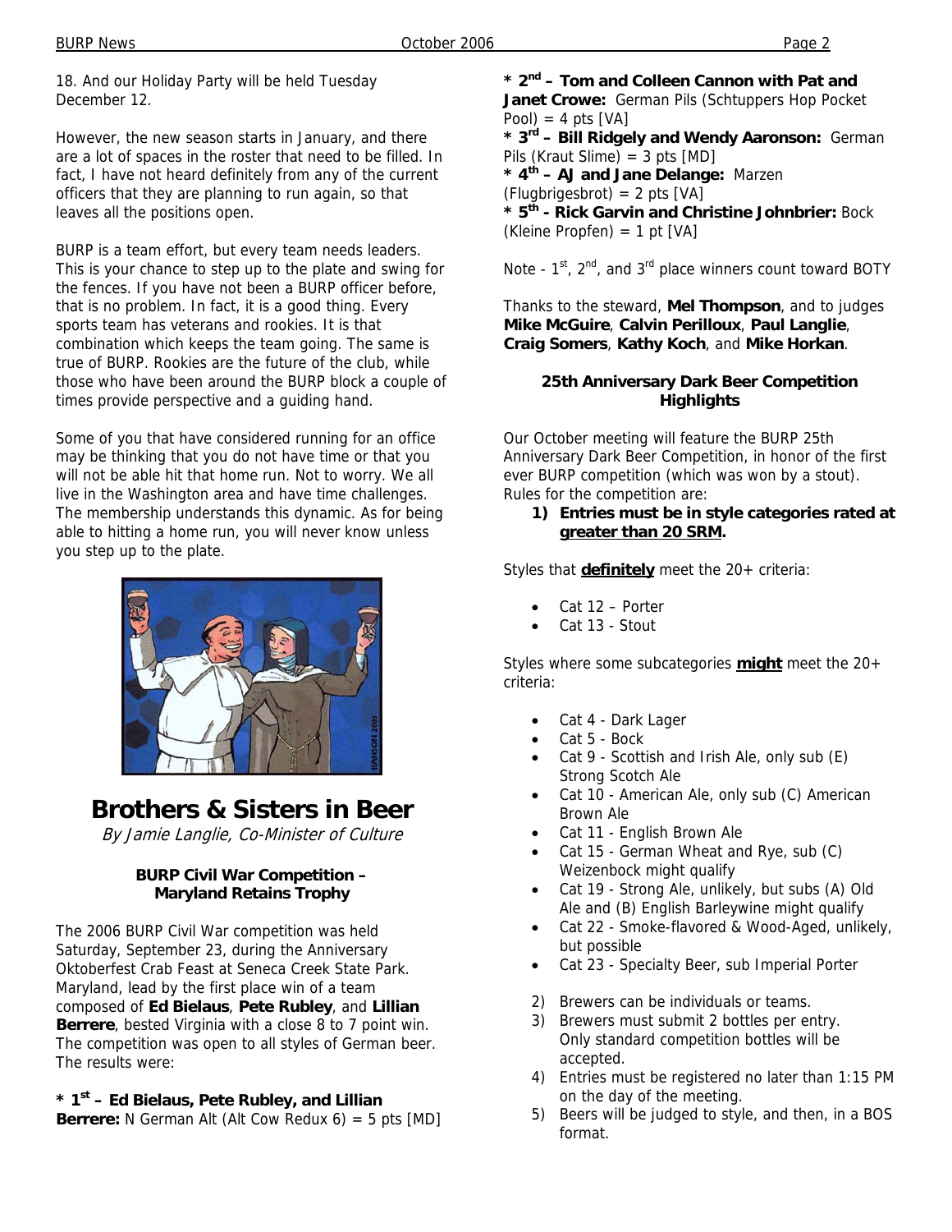18. And our Holiday Party will be held Tuesday December 12.

However, the new season starts in January, and there are a lot of spaces in the roster that need to be filled. In fact, I have not heard definitely from any of the current officers that they are planning to run again, so that leaves all the positions open.

BURP is a team effort, but every team needs leaders. This is your chance to step up to the plate and swing for the fences. If you have not been a BURP officer before, that is no problem. In fact, it is a good thing. Every sports team has veterans and rookies. It is that combination which keeps the team going. The same is true of BURP. Rookies are the future of the club, while those who have been around the BURP block a couple of times provide perspective and a guiding hand.

Some of you that have considered running for an office may be thinking that you do not have time or that you will not be able hit that home run. Not to worry. We all live in the Washington area and have time challenges. The membership understands this dynamic. As for being able to hitting a home run, you will never know unless you step up to the plate.

# Brothers & Sisters in Beer

*By Jamie Langlie, Co-Minister of Culture*

### BURP Civil War Competition – Maryland Retains Trophy

The 2006 BURP Civil War competition was held Saturday, September 23, during the Anniversary Oktoberfest Crab Feast at Seneca Creek State Park. Maryland, lead by the first place win of a team composed of **Ed Bielaus**, **Pete Rubley**, and **Lillian Berrere**, bested Virginia with a close 8 to 7 point win. The competition was open to all styles of German beer. The results were:

* 1st – **Ed Bielaus, Pete Rubley, and Lillian Berrere:** N German Alt (Alt Cow Redux 6) = 5 pts [MD]
* 2nd – **Tom and Colleen Cannon with Pat and Janet Crowe:** German Pils (Schtuppers Hop Pocket Pool) = 4 pts [VA]
* 3rd – **Bill Ridgely and Wendy Aaronson:** German Pils (Kraut Slime) = 3 pts [MD]
* 4th – **AJ and Jane Delange:** Marzen (Flugbrigesbrot) = 2 pts [VA]
* 5th - **Rick Garvin and Christine Johnbrier:** Bock (Kleine Propfen) = 1 pt [VA]

Note - 1st, 2nd, and 3rd place winners count toward BOTY

Thanks to the steward, **Mel Thompson**, and to judges **Mike McGuire**, **Calvin Perilloux**, **Paul Langlie**, **Craig Somers**, **Kathy Koch**, and **Mike Horkan**.

### 25th Anniversary Dark Beer Competition Highlights

Our October meeting will feature the BURP 25th Anniversary Dark Beer Competition, in honor of the first ever BURP competition (which was won by a stout). Rules for the competition are:

1) **Entries must be in style categories rated at greater than 20 SRM.**

Styles that **definitely** meet the 20+ criteria:

- Cat 12 – Porter
- Cat 13 - Stout

Styles where some subcategories **might** meet the 20+ criteria:

- Cat 4 - Dark Lager
- Cat 5 - Bock
- Cat 9 - Scottish and Irish Ale, only sub (E) Strong Scotch Ale
- Cat 10 - American Ale, only sub (C) American Brown Ale
- Cat 11 - English Brown Ale
- Cat 15 - German Wheat and Rye, sub (C) Weizenbock might qualify
- Cat 19 - Strong Ale, unlikely, but subs (A) Old Ale and (B) English Barleywine might qualify
- Cat 22 - Smoke-flavored & Wood-Aged, unlikely, but possible
- Cat 23 - Specialty Beer, sub Imperial Porter

2) Brewers can be individuals or teams.
3) Brewers must submit 2 bottles per entry. Only standard competition bottles will be accepted.
4) Entries must be registered no later than 1:15 PM on the day of the meeting.
5) Beers will be judged to style, and then, in a BOS format.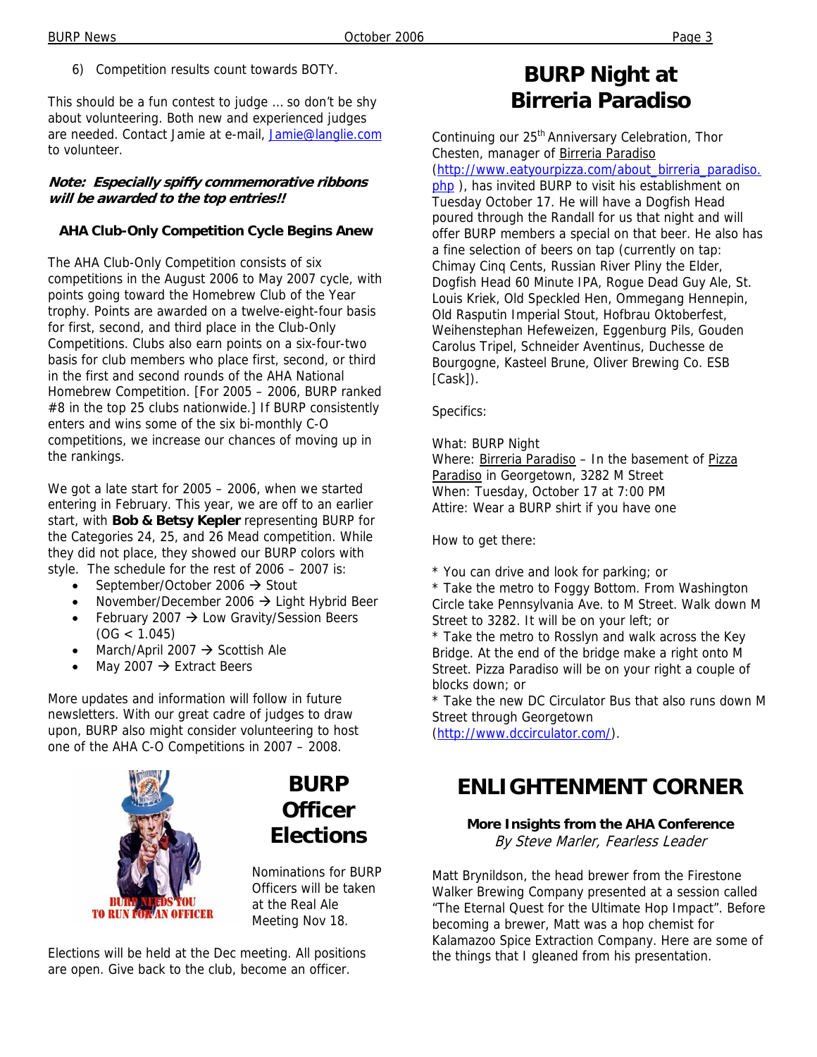6) Competition results count towards BOTY.

This should be a fun contest to judge … so don't be shy about volunteering. Both new and experienced judges are needed. Contact Jamie at e-mail, Jamie@langlie.com to volunteer.

***Note: Especially spiffy commemorative ribbons will be awarded to the top entries!!***

### AHA Club-Only Competition Cycle Begins Anew

The AHA Club-Only Competition consists of six competitions in the August 2006 to May 2007 cycle, with points going toward the Homebrew Club of the Year trophy. Points are awarded on a twelve-eight-four basis for first, second, and third place in the Club-Only Competitions. Clubs also earn points on a six-four-two basis for club members who place first, second, or third in the first and second rounds of the AHA National Homebrew Competition. [For 2005 – 2006, BURP ranked #8 in the top 25 clubs nationwide.] If BURP consistently enters and wins some of the six bi-monthly C-O competitions, we increase our chances of moving up in the rankings.

We got a late start for 2005 – 2006, when we started entering in February. This year, we are off to an earlier start, with **Bob & Betsy Kepler** representing BURP for the Categories 24, 25, and 26 Mead competition. While they did not place, they showed our BURP colors with style. The schedule for the rest of 2006 – 2007 is:

- September/October 2006 → Stout
- November/December 2006 → Light Hybrid Beer
- February 2007 → Low Gravity/Session Beers (OG < 1.045)
- March/April 2007 → Scottish Ale
- May 2007 → Extract Beers

More updates and information will follow in future newsletters. With our great cadre of judges to draw upon, BURP also might consider volunteering to host one of the AHA C-O Competitions in 2007 – 2008.

## BURP Officer Elections

Nominations for BURP Officers will be taken at the Real Ale Meeting Nov 18.

Elections will be held at the Dec meeting. All positions are open. Give back to the club, become an officer.

## BURP Night at Birreria Paradiso

Continuing our 25th Anniversary Celebration, Thor Chesten, manager of Birreria Paradiso (http://www.eatyourpizza.com/about_birreria_paradiso.php ), has invited BURP to visit his establishment on Tuesday October 17. He will have a Dogfish Head poured through the Randall for us that night and will offer BURP members a special on that beer. He also has a fine selection of beers on tap (currently on tap: Chimay Cinq Cents, Russian River Pliny the Elder, Dogfish Head 60 Minute IPA, Rogue Dead Guy Ale, St. Louis Kriek, Old Speckled Hen, Ommegang Hennepin, Old Rasputin Imperial Stout, Hofbrau Oktoberfest, Weihenstephan Hefeweizen, Eggenburg Pils, Gouden Carolus Tripel, Schneider Aventinus, Duchesse de Bourgogne, Kasteel Brune, Oliver Brewing Co. ESB [Cask]).

Specifics:

What: BURP Night
Where: Birreria Paradiso – In the basement of Pizza Paradiso in Georgetown, 3282 M Street
When: Tuesday, October 17 at 7:00 PM
Attire: Wear a BURP shirt if you have one

How to get there:

* You can drive and look for parking; or
* Take the metro to Foggy Bottom. From Washington Circle take Pennsylvania Ave. to M Street. Walk down M Street to 3282. It will be on your left; or
* Take the metro to Rosslyn and walk across the Key Bridge. At the end of the bridge make a right onto M Street. Pizza Paradiso will be on your right a couple of blocks down; or
* Take the new DC Circulator Bus that also runs down M Street through Georgetown (http://www.dccirculator.com/).

## ENLIGHTENMENT CORNER

**More Insights from the AHA Conference**
*By Steve Marler, Fearless Leader*

Matt Brynildson, the head brewer from the Firestone Walker Brewing Company presented at a session called "The Eternal Quest for the Ultimate Hop Impact". Before becoming a brewer, Matt was a hop chemist for Kalamazoo Spice Extraction Company. Here are some of the things that I gleaned from his presentation.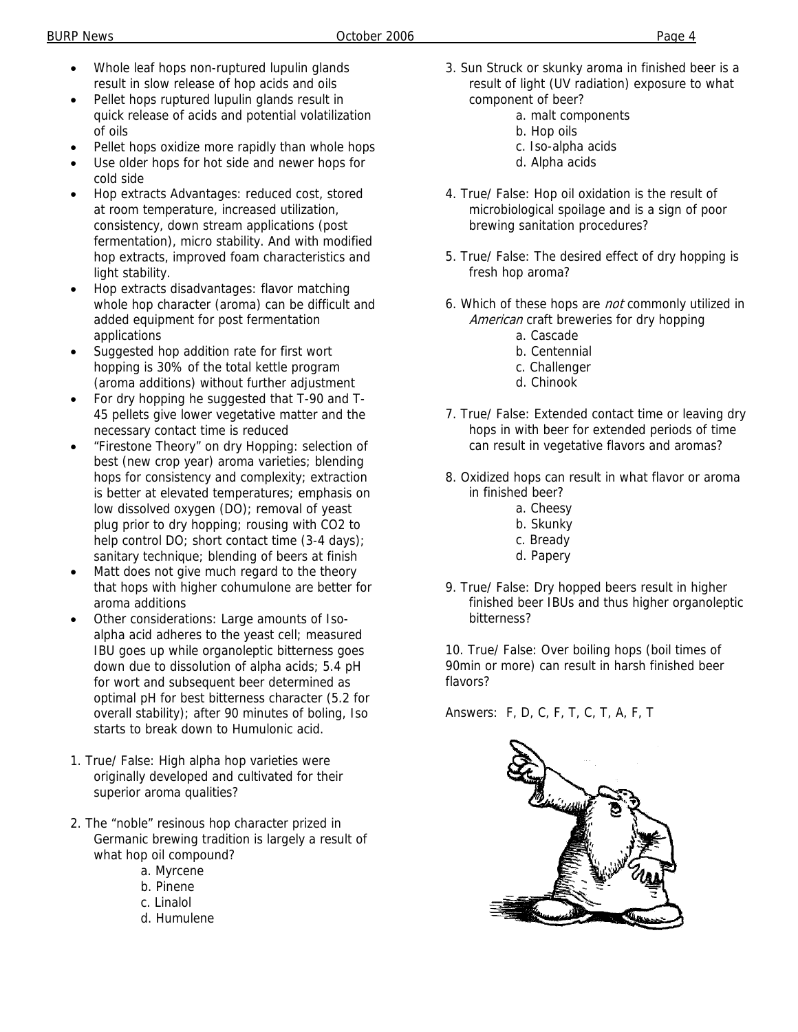- Whole leaf hops non-ruptured lupulin glands result in slow release of hop acids and oils
- Pellet hops ruptured lupulin glands result in quick release of acids and potential volatilization of oils
- Pellet hops oxidize more rapidly than whole hops
- Use older hops for hot side and newer hops for cold side
- Hop extracts Advantages: reduced cost, stored at room temperature, increased utilization, consistency, down stream applications (post fermentation), micro stability. And with modified hop extracts, improved foam characteristics and light stability.
- Hop extracts disadvantages: flavor matching whole hop character (aroma) can be difficult and added equipment for post fermentation applications
- Suggested hop addition rate for first wort hopping is 30% of the total kettle program (aroma additions) without further adjustment
- For dry hopping he suggested that T-90 and T-45 pellets give lower vegetative matter and the necessary contact time is reduced
- "Firestone Theory" on dry Hopping: selection of best (new crop year) aroma varieties; blending hops for consistency and complexity; extraction is better at elevated temperatures; emphasis on low dissolved oxygen (DO); removal of yeast plug prior to dry hopping; rousing with CO2 to help control DO; short contact time (3-4 days); sanitary technique; blending of beers at finish
- Matt does not give much regard to the theory that hops with higher cohumulone are better for aroma additions
- Other considerations: Large amounts of Iso-alpha acid adheres to the yeast cell; measured IBU goes up while organoleptic bitterness goes down due to dissolution of alpha acids; 5.4 pH for wort and subsequent beer determined as optimal pH for best bitterness character (5.2 for overall stability); after 90 minutes of boling, Iso starts to break down to Humulonic acid.

1. True/ False: High alpha hop varieties were originally developed and cultivated for their superior aroma qualities?

2. The "noble" resinous hop character prized in Germanic brewing tradition is largely a result of what hop oil compound?
   - a. Myrcene
   - b. Pinene
   - c. Linalol
   - d. Humulene

3. Sun Struck or skunky aroma in finished beer is a result of light (UV radiation) exposure to what component of beer?
   - a. malt components
   - b. Hop oils
   - c. Iso-alpha acids
   - d. Alpha acids

4. True/ False: Hop oil oxidation is the result of microbiological spoilage and is a sign of poor brewing sanitation procedures?

5. True/ False: The desired effect of dry hopping is fresh hop aroma?

6. Which of these hops are *not* commonly utilized in *American* craft breweries for dry hopping
   - a. Cascade
   - b. Centennial
   - c. Challenger
   - d. Chinook

7. True/ False: Extended contact time or leaving dry hops in with beer for extended periods of time can result in vegetative flavors and aromas?

8. Oxidized hops can result in what flavor or aroma in finished beer?
   - a. Cheesy
   - b. Skunky
   - c. Bready
   - d. Papery

9. True/ False: Dry hopped beers result in higher finished beer IBUs and thus higher organoleptic bitterness?

10. True/ False: Over boiling hops (boil times of 90min or more) can result in harsh finished beer flavors?

Answers: F, D, C, F, T, C, T, A, F, T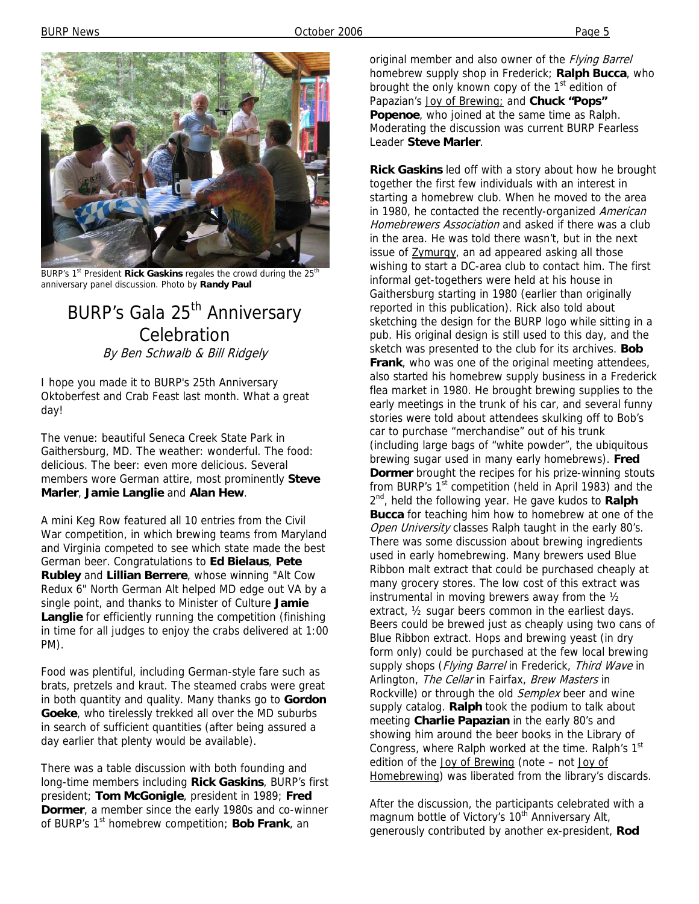BURP's 1st President **Rick Gaskins** regales the crowd during the 25th anniversary panel discussion. Photo by **Randy Paul**

# BURP's Gala 25th Anniversary Celebration

*By Ben Schwalb & Bill Ridgely*

I hope you made it to BURP's 25th Anniversary Oktoberfest and Crab Feast last month. What a great day!

The venue: beautiful Seneca Creek State Park in Gaithersburg, MD. The weather: wonderful. The food: delicious. The beer: even more delicious. Several members wore German attire, most prominently **Steve Marler**, **Jamie Langlie** and **Alan Hew**.

A mini Keg Row featured all 10 entries from the Civil War competition, in which brewing teams from Maryland and Virginia competed to see which state made the best German beer. Congratulations to **Ed Bielaus**, **Pete Rubley** and **Lillian Berrere**, whose winning "Alt Cow Redux 6" North German Alt helped MD edge out VA by a single point, and thanks to Minister of Culture **Jamie Langlie** for efficiently running the competition (finishing in time for all judges to enjoy the crabs delivered at 1:00 PM).

Food was plentiful, including German-style fare such as brats, pretzels and kraut. The steamed crabs were great in both quantity and quality. Many thanks go to **Gordon Goeke**, who tirelessly trekked all over the MD suburbs in search of sufficient quantities (after being assured a day earlier that plenty would be available).

There was a table discussion with both founding and long-time members including **Rick Gaskins**, BURP's first president; **Tom McGonigle**, president in 1989; **Fred Dormer**, a member since the early 1980s and co-winner of BURP's 1st homebrew competition; **Bob Frank**, an original member and also owner of the *Flying Barrel* homebrew supply shop in Frederick; **Ralph Bucca**, who brought the only known copy of the 1st edition of Papazian's Joy of Brewing; and **Chuck "Pops" Popenoe**, who joined at the same time as Ralph. Moderating the discussion was current BURP Fearless Leader **Steve Marler**.

**Rick Gaskins** led off with a story about how he brought together the first few individuals with an interest in starting a homebrew club. When he moved to the area in 1980, he contacted the recently-organized *American Homebrewers Association* and asked if there was a club in the area. He was told there wasn't, but in the next issue of Zymurgy, an ad appeared asking all those wishing to start a DC-area club to contact him. The first informal get-togethers were held at his house in Gaithersburg starting in 1980 (earlier than originally reported in this publication). Rick also told about sketching the design for the BURP logo while sitting in a pub. His original design is still used to this day, and the sketch was presented to the club for its archives. **Bob Frank**, who was one of the original meeting attendees, also started his homebrew supply business in a Frederick flea market in 1980. He brought brewing supplies to the early meetings in the trunk of his car, and several funny stories were told about attendees skulking off to Bob's car to purchase "merchandise" out of his trunk (including large bags of "white powder", the ubiquitous brewing sugar used in many early homebrews). **Fred Dormer** brought the recipes for his prize-winning stouts from BURP's 1st competition (held in April 1983) and the 2nd, held the following year. He gave kudos to **Ralph Bucca** for teaching him how to homebrew at one of the *Open University* classes Ralph taught in the early 80's. There was some discussion about brewing ingredients used in early homebrewing. Many brewers used Blue Ribbon malt extract that could be purchased cheaply at many grocery stores. The low cost of this extract was instrumental in moving brewers away from the ½ extract, ½ sugar beers common in the earliest days. Beers could be brewed just as cheaply using two cans of Blue Ribbon extract. Hops and brewing yeast (in dry form only) could be purchased at the few local brewing supply shops (*Flying Barrel* in Frederick, *Third Wave* in Arlington, *The Cellar* in Fairfax, *Brew Masters* in Rockville) or through the old *Semplex* beer and wine supply catalog. **Ralph** took the podium to talk about meeting **Charlie Papazian** in the early 80's and showing him around the beer books in the Library of Congress, where Ralph worked at the time. Ralph's 1st edition of the Joy of Brewing (note – not Joy of Homebrewing) was liberated from the library's discards.

After the discussion, the participants celebrated with a magnum bottle of Victory's 10th Anniversary Alt, generously contributed by another ex-president, **Rod**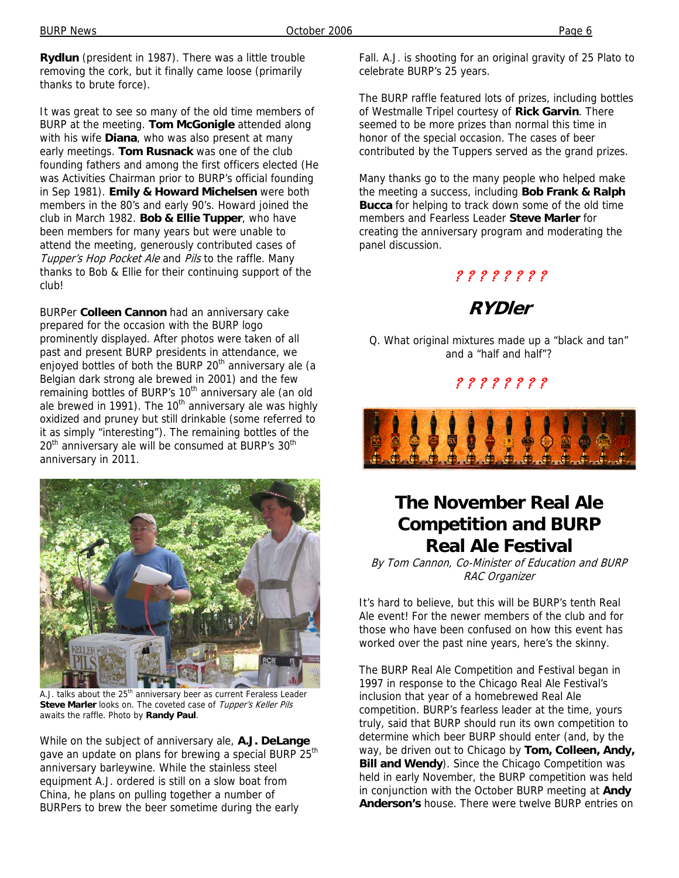**Rydlun** (president in 1987). There was a little trouble removing the cork, but it finally came loose (primarily thanks to brute force).

It was great to see so many of the old time members of BURP at the meeting. **Tom McGonigle** attended along with his wife **Diana**, who was also present at many early meetings. **Tom Rusnack** was one of the club founding fathers and among the first officers elected (He was Activities Chairman prior to BURP's official founding in Sep 1981). **Emily & Howard Michelsen** were both members in the 80's and early 90's. Howard joined the club in March 1982. **Bob & Ellie Tupper**, who have been members for many years but were unable to attend the meeting, generously contributed cases of *Tupper's Hop Pocket Ale* and *Pils* to the raffle. Many thanks to Bob & Ellie for their continuing support of the club!

BURPer **Colleen Cannon** had an anniversary cake prepared for the occasion with the BURP logo prominently displayed. After photos were taken of all past and present BURP presidents in attendance, we enjoyed bottles of both the BURP 20th anniversary ale (a Belgian dark strong ale brewed in 2001) and the few remaining bottles of BURP's 10th anniversary ale (an old ale brewed in 1991). The 10th anniversary ale was highly oxidized and pruney but still drinkable (some referred to it as simply "interesting"). The remaining bottles of the 20th anniversary ale will be consumed at BURP's 30th anniversary in 2011.

A.J. talks about the 25th anniversary beer as current Feraless Leader **Steve Marler** looks on. The coveted case of *Tupper's Keller Pils* awaits the raffle. Photo by **Randy Paul**.

While on the subject of anniversary ale, **A.J. DeLange** gave an update on plans for brewing a special BURP 25th anniversary barleywine. While the stainless steel equipment A.J. ordered is still on a slow boat from China, he plans on pulling together a number of BURPers to brew the beer sometime during the early Fall. A.J. is shooting for an original gravity of 25 Plato to celebrate BURP's 25 years.

The BURP raffle featured lots of prizes, including bottles of Westmalle Tripel courtesy of **Rick Garvin**. There seemed to be more prizes than normal this time in honor of the special occasion. The cases of beer contributed by the Tuppers served as the grand prizes.

Many thanks go to the many people who helped make the meeting a success, including **Bob Frank & Ralph Bucca** for helping to track down some of the old time members and Fearless Leader **Steve Marler** for creating the anniversary program and moderating the panel discussion.

? ? ? ? ? ? ? ?

## RYDler

Q. What original mixtures made up a "black and tan" and a "half and half"?

? ? ? ? ? ? ? ?

# The November Real Ale Competition and BURP Real Ale Festival

*By Tom Cannon, Co-Minister of Education and BURP RAC Organizer*

It's hard to believe, but this will be BURP's tenth Real Ale event! For the newer members of the club and for those who have been confused on how this event has worked over the past nine years, here's the skinny.

The BURP Real Ale Competition and Festival began in 1997 in response to the Chicago Real Ale Festival's inclusion that year of a homebrewed Real Ale competition. BURP's fearless leader at the time, yours truly, said that BURP should run its own competition to determine which beer BURP should enter (and, by the way, be driven out to Chicago by **Tom, Colleen, Andy, Bill and Wendy**). Since the Chicago Competition was held in early November, the BURP competition was held in conjunction with the October BURP meeting at **Andy Anderson's** house. There were twelve BURP entries on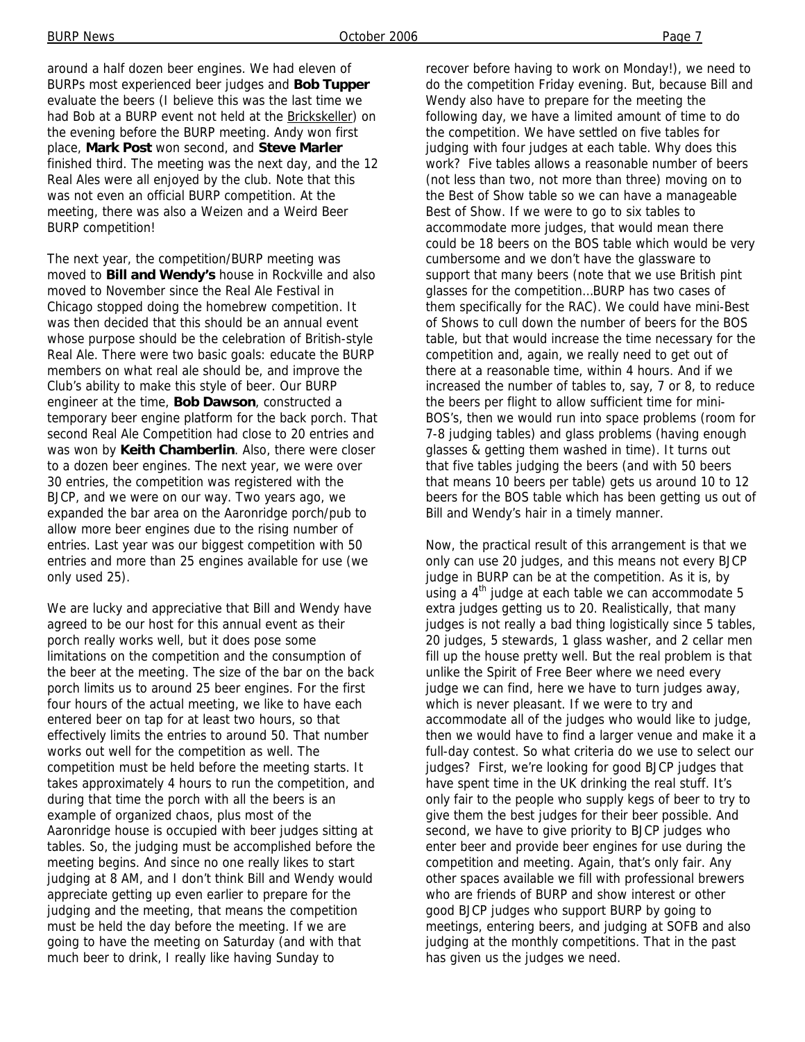around a half dozen beer engines. We had eleven of BURPs most experienced beer judges and **Bob Tupper** evaluate the beers (I believe this was the last time we had Bob at a BURP event not held at the Brickskeller) on the evening before the BURP meeting. Andy won first place, **Mark Post** won second, and **Steve Marler** finished third. The meeting was the next day, and the 12 Real Ales were all enjoyed by the club. Note that this was not even an official BURP competition. At the meeting, there was also a Weizen and a Weird Beer BURP competition!

The next year, the competition/BURP meeting was moved to **Bill and Wendy's** house in Rockville and also moved to November since the Real Ale Festival in Chicago stopped doing the homebrew competition. It was then decided that this should be an annual event whose purpose should be the celebration of British-style Real Ale. There were two basic goals: educate the BURP members on what real ale should be, and improve the Club's ability to make this style of beer. Our BURP engineer at the time, **Bob Dawson**, constructed a temporary beer engine platform for the back porch. That second Real Ale Competition had close to 20 entries and was won by **Keith Chamberlin**. Also, there were closer to a dozen beer engines. The next year, we were over 30 entries, the competition was registered with the BJCP, and we were on our way. Two years ago, we expanded the bar area on the Aaronridge porch/pub to allow more beer engines due to the rising number of entries. Last year was our biggest competition with 50 entries and more than 25 engines available for use (we only used 25).

We are lucky and appreciative that Bill and Wendy have agreed to be our host for this annual event as their porch really works well, but it does pose some limitations on the competition and the consumption of the beer at the meeting. The size of the bar on the back porch limits us to around 25 beer engines. For the first four hours of the actual meeting, we like to have each entered beer on tap for at least two hours, so that effectively limits the entries to around 50. That number works out well for the competition as well. The competition must be held before the meeting starts. It takes approximately 4 hours to run the competition, and during that time the porch with all the beers is an example of organized chaos, plus most of the Aaronridge house is occupied with beer judges sitting at tables. So, the judging must be accomplished before the meeting begins. And since no one really likes to start judging at 8 AM, and I don't think Bill and Wendy would appreciate getting up even earlier to prepare for the judging and the meeting, that means the competition must be held the day before the meeting. If we are going to have the meeting on Saturday (and with that much beer to drink, I really like having Sunday to recover before having to work on Monday!), we need to do the competition Friday evening. But, because Bill and Wendy also have to prepare for the meeting the following day, we have a limited amount of time to do the competition. We have settled on five tables for judging with four judges at each table. Why does this work? Five tables allows a reasonable number of beers (not less than two, not more than three) moving on to the Best of Show table so we can have a manageable Best of Show. If we were to go to six tables to accommodate more judges, that would mean there could be 18 beers on the BOS table which would be very cumbersome and we don't have the glassware to support that many beers (note that we use British pint glasses for the competition…BURP has two cases of them specifically for the RAC). We could have mini-Best of Shows to cull down the number of beers for the BOS table, but that would increase the time necessary for the competition and, again, we really need to get out of there at a reasonable time, within 4 hours. And if we increased the number of tables to, say, 7 or 8, to reduce the beers per flight to allow sufficient time for mini-BOS's, then we would run into space problems (room for 7-8 judging tables) and glass problems (having enough glasses & getting them washed in time). It turns out that five tables judging the beers (and with 50 beers that means 10 beers per table) gets us around 10 to 12 beers for the BOS table which has been getting us out of Bill and Wendy's hair in a timely manner.

Now, the practical result of this arrangement is that we only can use 20 judges, and this means not every BJCP judge in BURP can be at the competition. As it is, by using a 4th judge at each table we can accommodate 5 extra judges getting us to 20. Realistically, that many judges is not really a bad thing logistically since 5 tables, 20 judges, 5 stewards, 1 glass washer, and 2 cellar men fill up the house pretty well. But the real problem is that unlike the Spirit of Free Beer where we need every judge we can find, here we have to turn judges away, which is never pleasant. If we were to try and accommodate all of the judges who would like to judge, then we would have to find a larger venue and make it a full-day contest. So what criteria do we use to select our judges? First, we're looking for good BJCP judges that have spent time in the UK drinking the real stuff. It's only fair to the people who supply kegs of beer to try to give them the best judges for their beer possible. And second, we have to give priority to BJCP judges who enter beer and provide beer engines for use during the competition and meeting. Again, that's only fair. Any other spaces available we fill with professional brewers who are friends of BURP and show interest or other good BJCP judges who support BURP by going to meetings, entering beers, and judging at SOFB and also judging at the monthly competitions. That in the past has given us the judges we need.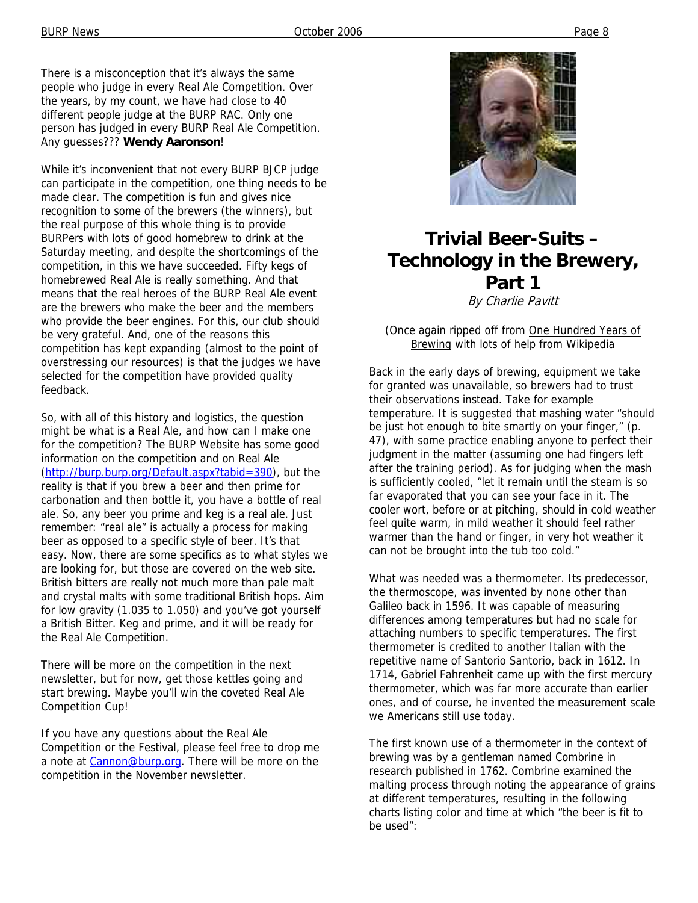There is a misconception that it's always the same people who judge in every Real Ale Competition. Over the years, by my count, we have had close to 40 different people judge at the BURP RAC. Only one person has judged in every BURP Real Ale Competition. Any guesses??? **Wendy Aaronson**!

While it's inconvenient that not every BURP BJCP judge can participate in the competition, one thing needs to be made clear. The competition is fun and gives nice recognition to some of the brewers (the winners), but the real purpose of this whole thing is to provide BURPers with lots of good homebrew to drink at the Saturday meeting, and despite the shortcomings of the competition, in this we have succeeded. Fifty kegs of homebrewed Real Ale is really something. And that means that the real heroes of the BURP Real Ale event are the brewers who make the beer and the members who provide the beer engines. For this, our club should be very grateful. And, one of the reasons this competition has kept expanding (almost to the point of overstressing our resources) is that the judges we have selected for the competition have provided quality feedback.

So, with all of this history and logistics, the question might be what is a Real Ale, and how can I make one for the competition? The BURP Website has some good information on the competition and on Real Ale (http://burp.burp.org/Default.aspx?tabid=390), but the reality is that if you brew a beer and then prime for carbonation and then bottle it, you have a bottle of real ale. So, any beer you prime and keg is a real ale. Just remember: "real ale" is actually a process for making beer as opposed to a specific style of beer. It's that easy. Now, there are some specifics as to what styles we are looking for, but those are covered on the web site. British bitters are really not much more than pale malt and crystal malts with some traditional British hops. Aim for low gravity (1.035 to 1.050) and you've got yourself a British Bitter. Keg and prime, and it will be ready for the Real Ale Competition.

There will be more on the competition in the next newsletter, but for now, get those kettles going and start brewing. Maybe you'll win the coveted Real Ale Competition Cup!

If you have any questions about the Real Ale Competition or the Festival, please feel free to drop me a note at Cannon@burp.org. There will be more on the competition in the November newsletter.

## Trivial Beer-Suits – Technology in the Brewery, Part 1

*By Charlie Pavitt*

(Once again ripped off from One Hundred Years of Brewing with lots of help from Wikipedia

Back in the early days of brewing, equipment we take for granted was unavailable, so brewers had to trust their observations instead. Take for example temperature. It is suggested that mashing water "should be just hot enough to bite smartly on your finger," (p. 47), with some practice enabling anyone to perfect their judgment in the matter (assuming one had fingers left after the training period). As for judging when the mash is sufficiently cooled, "let it remain until the steam is so far evaporated that you can see your face in it. The cooler wort, before or at pitching, should in cold weather feel quite warm, in mild weather it should feel rather warmer than the hand or finger, in very hot weather it can not be brought into the tub too cold."

What was needed was a thermometer. Its predecessor, the thermoscope, was invented by none other than Galileo back in 1596. It was capable of measuring differences among temperatures but had no scale for attaching numbers to specific temperatures. The first thermometer is credited to another Italian with the repetitive name of Santorio Santorio, back in 1612. In 1714, Gabriel Fahrenheit came up with the first mercury thermometer, which was far more accurate than earlier ones, and of course, he invented the measurement scale we Americans still use today.

The first known use of a thermometer in the context of brewing was by a gentleman named Combrine in research published in 1762. Combrine examined the malting process through noting the appearance of grains at different temperatures, resulting in the following charts listing color and time at which "the beer is fit to be used":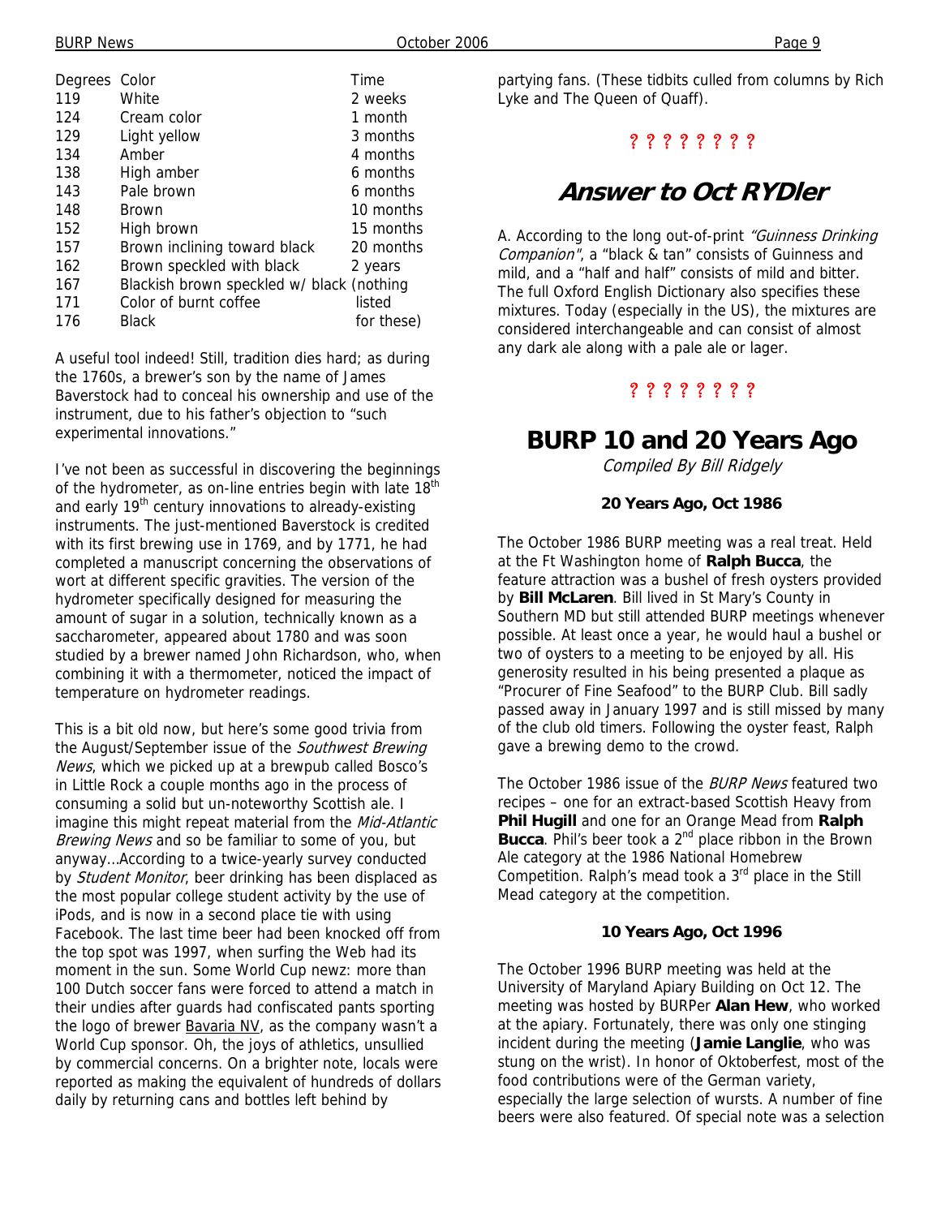| Degrees | Color | Time |
|---|---|---|
| 119 | White | 2 weeks |
| 124 | Cream color | 1 month |
| 129 | Light yellow | 3 months |
| 134 | Amber | 4 months |
| 138 | High amber | 6 months |
| 143 | Pale brown | 6 months |
| 148 | Brown | 10 months |
| 152 | High brown | 15 months |
| 157 | Brown inclining toward black | 20 months |
| 162 | Brown speckled with black | 2 years |
| 167 | Blackish brown speckled w/ black | (nothing |
| 171 | Color of burnt coffee | listed |
| 176 | Black | for these) |

A useful tool indeed! Still, tradition dies hard; as during the 1760s, a brewer's son by the name of James Baverstock had to conceal his ownership and use of the instrument, due to his father's objection to "such experimental innovations."

I've not been as successful in discovering the beginnings of the hydrometer, as on-line entries begin with late 18th and early 19th century innovations to already-existing instruments. The just-mentioned Baverstock is credited with its first brewing use in 1769, and by 1771, he had completed a manuscript concerning the observations of wort at different specific gravities. The version of the hydrometer specifically designed for measuring the amount of sugar in a solution, technically known as a saccharometer, appeared about 1780 and was soon studied by a brewer named John Richardson, who, when combining it with a thermometer, noticed the impact of temperature on hydrometer readings.

This is a bit old now, but here's some good trivia from the August/September issue of the *Southwest Brewing News*, which we picked up at a brewpub called Bosco's in Little Rock a couple months ago in the process of consuming a solid but un-noteworthy Scottish ale. I imagine this might repeat material from the *Mid-Atlantic Brewing News* and so be familiar to some of you, but anyway…According to a twice-yearly survey conducted by *Student Monitor*, beer drinking has been displaced as the most popular college student activity by the use of iPods, and is now in a second place tie with using Facebook. The last time beer had been knocked off from the top spot was 1997, when surfing the Web had its moment in the sun. Some World Cup newz: more than 100 Dutch soccer fans were forced to attend a match in their undies after guards had confiscated pants sporting the logo of brewer Bavaria NV, as the company wasn't a World Cup sponsor. Oh, the joys of athletics, unsullied by commercial concerns. On a brighter note, locals were reported as making the equivalent of hundreds of dollars daily by returning cans and bottles left behind by partying fans. (These tidbits culled from columns by Rich Lyke and The Queen of Quaff).

? ? ? ? ? ? ? ?

## Answer to Oct RYDler

A. According to the long out-of-print *"Guinness Drinking Companion"*, a "black & tan" consists of Guinness and mild, and a "half and half" consists of mild and bitter. The full Oxford English Dictionary also specifies these mixtures. Today (especially in the US), the mixtures are considered interchangeable and can consist of almost any dark ale along with a pale ale or lager.

? ? ? ? ? ? ? ?

## BURP 10 and 20 Years Ago

*Compiled By Bill Ridgely*

### 20 Years Ago, Oct 1986

The October 1986 BURP meeting was a real treat. Held at the Ft Washington home of **Ralph Bucca**, the feature attraction was a bushel of fresh oysters provided by **Bill McLaren**. Bill lived in St Mary's County in Southern MD but still attended BURP meetings whenever possible. At least once a year, he would haul a bushel or two of oysters to a meeting to be enjoyed by all. His generosity resulted in his being presented a plaque as "Procurer of Fine Seafood" to the BURP Club. Bill sadly passed away in January 1997 and is still missed by many of the club old timers. Following the oyster feast, Ralph gave a brewing demo to the crowd.

The October 1986 issue of the *BURP News* featured two recipes – one for an extract-based Scottish Heavy from **Phil Hugill** and one for an Orange Mead from **Ralph Bucca**. Phil's beer took a 2nd place ribbon in the Brown Ale category at the 1986 National Homebrew Competition. Ralph's mead took a 3rd place in the Still Mead category at the competition.

### 10 Years Ago, Oct 1996

The October 1996 BURP meeting was held at the University of Maryland Apiary Building on Oct 12. The meeting was hosted by BURPer **Alan Hew**, who worked at the apiary. Fortunately, there was only one stinging incident during the meeting (**Jamie Langlie**, who was stung on the wrist). In honor of Oktoberfest, most of the food contributions were of the German variety, especially the large selection of wursts. A number of fine beers were also featured. Of special note was a selection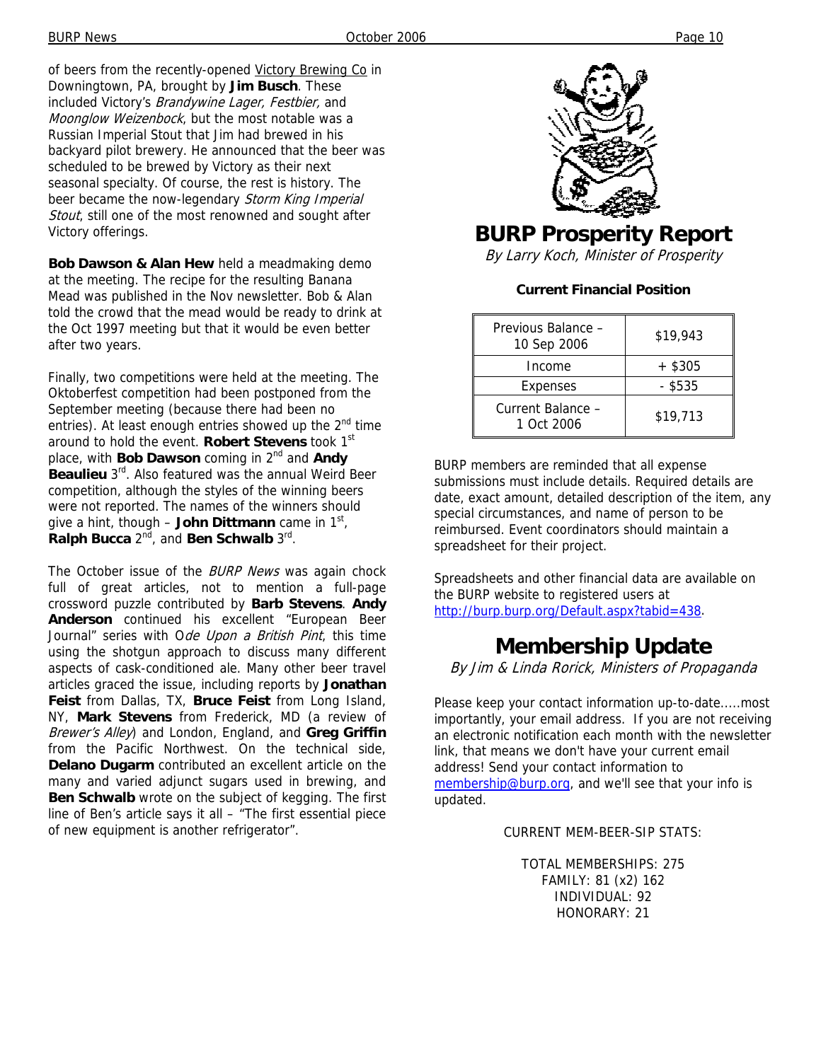of beers from the recently-opened Victory Brewing Co in Downingtown, PA, brought by **Jim Busch**. These included Victory's *Brandywine Lager, Festbier,* and *Moonglow Weizenbock*, but the most notable was a Russian Imperial Stout that Jim had brewed in his backyard pilot brewery. He announced that the beer was scheduled to be brewed by Victory as their next seasonal specialty. Of course, the rest is history. The beer became the now-legendary *Storm King Imperial Stout*, still one of the most renowned and sought after Victory offerings.

**Bob Dawson & Alan Hew** held a meadmaking demo at the meeting. The recipe for the resulting Banana Mead was published in the Nov newsletter. Bob & Alan told the crowd that the mead would be ready to drink at the Oct 1997 meeting but that it would be even better after two years.

Finally, two competitions were held at the meeting. The Oktoberfest competition had been postponed from the September meeting (because there had been no entries). At least enough entries showed up the 2nd time around to hold the event. **Robert Stevens** took 1st place, with **Bob Dawson** coming in 2nd and **Andy Beaulieu** 3rd. Also featured was the annual Weird Beer competition, although the styles of the winning beers were not reported. The names of the winners should give a hint, though – **John Dittmann** came in 1st, **Ralph Bucca** 2nd, and **Ben Schwalb** 3rd.

The October issue of the *BURP News* was again chock full of great articles, not to mention a full-page crossword puzzle contributed by **Barb Stevens**. **Andy Anderson** continued his excellent "European Beer Journal" series with *Ode Upon a British Pint*, this time using the shotgun approach to discuss many different aspects of cask-conditioned ale. Many other beer travel articles graced the issue, including reports by **Jonathan Feist** from Dallas, TX, **Bruce Feist** from Long Island, NY, **Mark Stevens** from Frederick, MD (a review of *Brewer's Alley*) and London, England, and **Greg Griffin** from the Pacific Northwest. On the technical side, **Delano Dugarm** contributed an excellent article on the many and varied adjunct sugars used in brewing, and **Ben Schwalb** wrote on the subject of kegging. The first line of Ben's article says it all – "The first essential piece of new equipment is another refrigerator".

# BURP Prosperity Report

*By Larry Koch, Minister of Prosperity*

**Current Financial Position**

| | |
|---|---|
| Previous Balance – 10 Sep 2006 | $19,943 |
| Income | + $305 |
| Expenses | - $535 |
| Current Balance – 1 Oct 2006 | $19,713 |

BURP members are reminded that all expense submissions must include details. Required details are date, exact amount, detailed description of the item, any special circumstances, and name of person to be reimbursed. Event coordinators should maintain a spreadsheet for their project.

Spreadsheets and other financial data are available on the BURP website to registered users at http://burp.burp.org/Default.aspx?tabid=438.

# Membership Update

*By Jim & Linda Rorick, Ministers of Propaganda*

Please keep your contact information up-to-date.....most importantly, your email address. If you are not receiving an electronic notification each month with the newsletter link, that means we don't have your current email address! Send your contact information to membership@burp.org, and we'll see that your info is updated.

CURRENT MEM-BEER-SIP STATS:

TOTAL MEMBERSHIPS: 275
FAMILY: 81 (x2) 162
INDIVIDUAL: 92
HONORARY: 21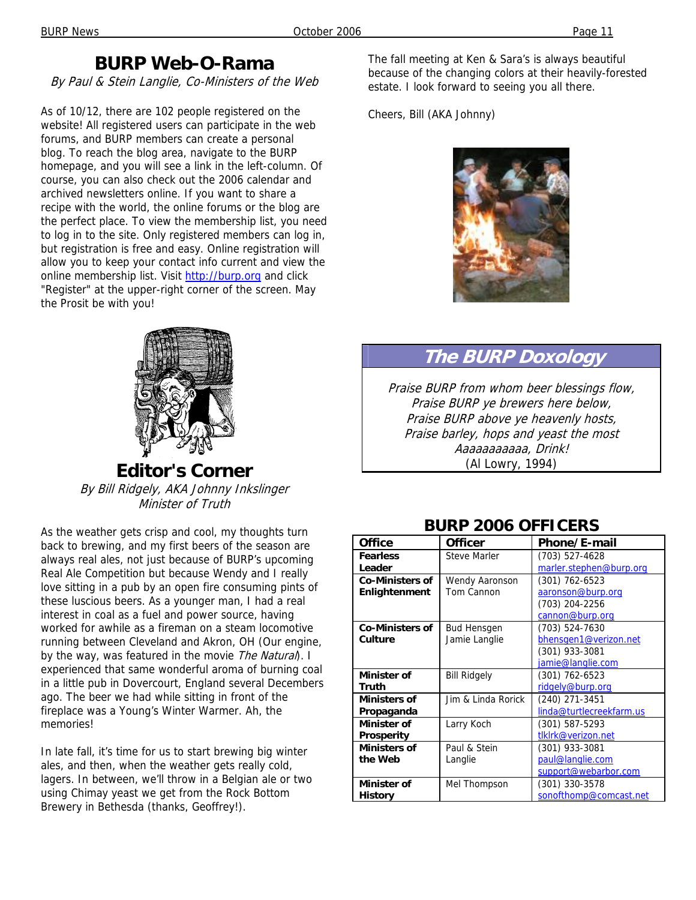# BURP Web-O-Rama

*By Paul & Stein Langlie, Co-Ministers of the Web*

As of 10/12, there are 102 people registered on the website! All registered users can participate in the web forums, and BURP members can create a personal blog. To reach the blog area, navigate to the BURP homepage, and you will see a link in the left-column. Of course, you can also check out the 2006 calendar and archived newsletters online. If you want to share a recipe with the world, the online forums or the blog are the perfect place. To view the membership list, you need to log in to the site. Only registered members can log in, but registration is free and easy. Online registration will allow you to keep your contact info current and view the online membership list. Visit http://burp.org and click "Register" at the upper-right corner of the screen. May the Prosit be with you!

# Editor's Corner

*By Bill Ridgely, AKA Johnny Inkslinger*
*Minister of Truth*

As the weather gets crisp and cool, my thoughts turn back to brewing, and my first beers of the season are always real ales, not just because of BURP's upcoming Real Ale Competition but because Wendy and I really love sitting in a pub by an open fire consuming pints of these luscious beers. As a younger man, I had a real interest in coal as a fuel and power source, having worked for awhile as a fireman on a steam locomotive running between Cleveland and Akron, OH (Our engine, by the way, was featured in the movie *The Natural*). I experienced that same wonderful aroma of burning coal in a little pub in Dovercourt, England several Decembers ago. The beer we had while sitting in front of the fireplace was a Young's Winter Warmer. Ah, the memories!

In late fall, it's time for us to start brewing big winter ales, and then, when the weather gets really cold, lagers. In between, we'll throw in a Belgian ale or two using Chimay yeast we get from the Rock Bottom Brewery in Bethesda (thanks, Geoffrey!).

The fall meeting at Ken & Sara's is always beautiful because of the changing colors at their heavily-forested estate. I look forward to seeing you all there.

Cheers, Bill (AKA Johnny)

## The BURP Doxology

*Praise BURP from whom beer blessings flow,*
*Praise BURP ye brewers here below,*
*Praise BURP above ye heavenly hosts,*
*Praise barley, hops and yeast the most*
*Aaaaaaaaaaa, Drink!*
(Al Lowry, 1994)

## BURP 2006 OFFICERS

| Office | Officer | Phone/E-mail |
|---|---|---|
| **Fearless Leader** | Steve Marler | (703) 527-4628 marler.stephen@burp.org |
| **Co-Ministers of Enlightenment** | Wendy Aaronson Tom Cannon | (301) 762-6523 aaronson@burp.org (703) 204-2256 cannon@burp.org |
| **Co-Ministers of Culture** | Bud Hensgen Jamie Langlie | (703) 524-7630 bhensgen1@verizon.net (301) 933-3081 jamie@langlie.com |
| **Minister of Truth** | Bill Ridgely | (301) 762-6523 ridgely@burp.org |
| **Ministers of Propaganda** | Jim & Linda Rorick | (240) 271-3451 linda@turtlecreekfarm.us |
| **Minister of Prosperity** | Larry Koch | (301) 587-5293 tlklrk@verizon.net |
| **Ministers of the Web** | Paul & Stein Langlie | (301) 933-3081 paul@langlie.com support@webarbor.com |
| **Minister of History** | Mel Thompson | (301) 330-3578 sonofthomp@comcast.net |